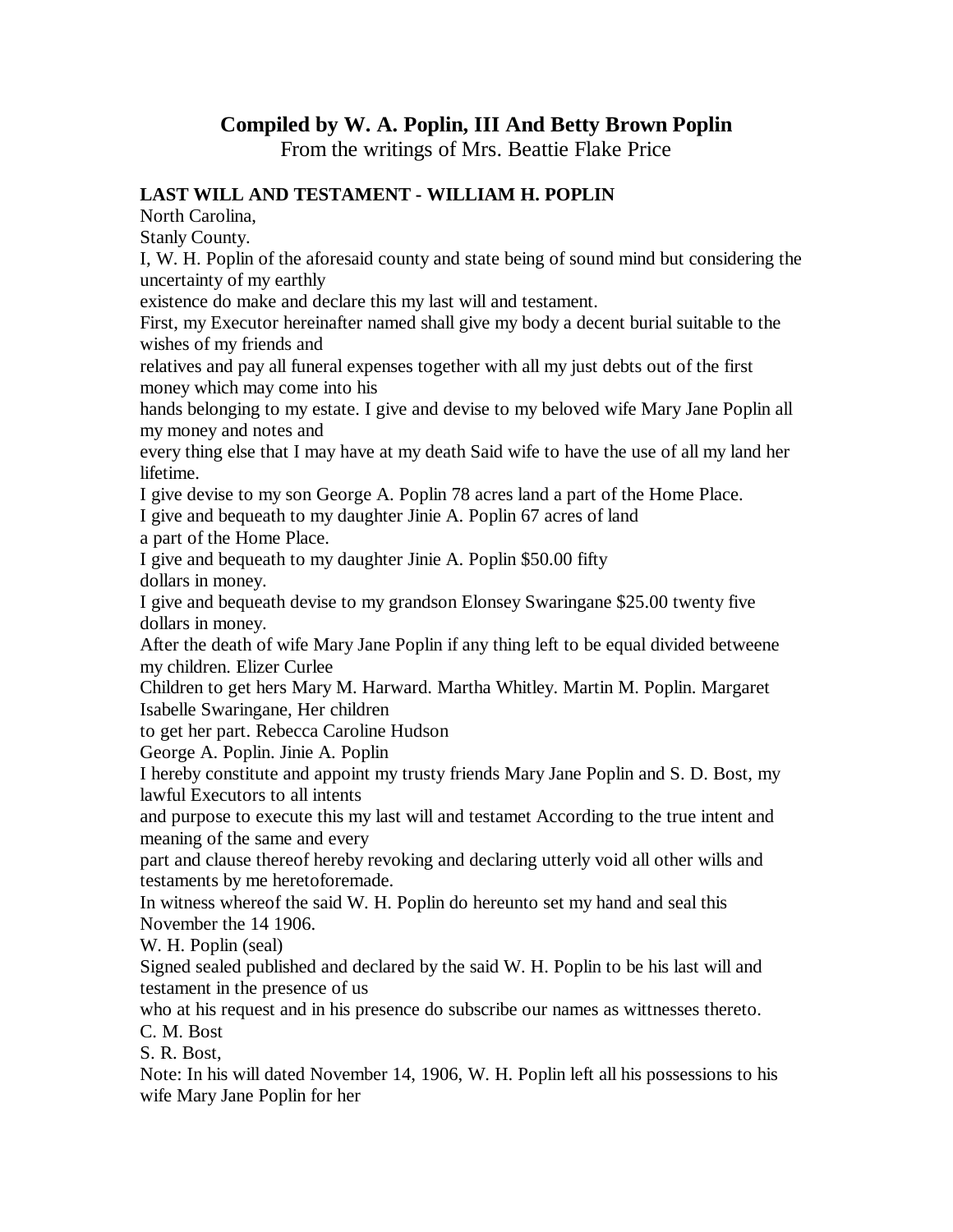## Compiled by W. A. Poplin, III And Betty Brown Poplin

From the writings of Mrs. Beattie Flake Price

**LAST WILL AND TESTAMENT - WILLIAM H. POPLIN**

North Carolina,

Stanly County.

I, W. H. Poplin of the aforesaid county and state being of sound mind but considering the uncertainty of my earthly existence do make and declare this my last will and testament.

First, my Executor hereinafter named shall give my body a decent burial suitable to the wishes of my friends and relatives and pay all funeral expenses together with all my just debts out of the first money which may come into his hands belonging to my estate. I give and devise to my beloved wife Mary Jane Poplin all my money and notes and every thing else that I may have at my death Said wife to have the use of all my land her lifetime.

I give devise to my son George A. Poplin 78 acres land a part of the Home Place.

I give and bequeath to my daughter Jinie A. Poplin 67 acres of land a part of the Home Place.

I give and bequeath to my daughter Jinie A. Poplin $50.00 fifty dollars in money.

I give and bequeath devise to my grandson Elonsey Swaringane $25.00 twenty five dollars in money.

After the death of wife Mary Jane Poplin if any thing left to be equal divided betweene my children. Elizer Curlee Children to get hers Mary M. Harward. Martha Whitley. Martin M. Poplin. Margaret Isabelle Swaringane, Her children to get her part. Rebecca Caroline Hudson George A. Poplin. Jinie A. Poplin

I hereby constitute and appoint my trusty friends Mary Jane Poplin and S. D. Bost, my lawful Executors to all intents and purpose to execute this my last will and testamet According to the true intent and meaning of the same and every part and clause thereof hereby revoking and declaring utterly void all other wills and testaments by me heretoforemade.

In witness whereof the said W. H. Poplin do hereunto set my hand and seal this November the 14 1906.

W. H. Poplin (seal)

Signed sealed published and declared by the said W. H. Poplin to be his last will and testament in the presence of us who at his request and in his presence do subscribe our names as wittnesses thereto.

C. M. Bost

S. R. Bost,

Note: In his will dated November 14, 1906, W. H. Poplin left all his possessions to his wife Mary Jane Poplin for her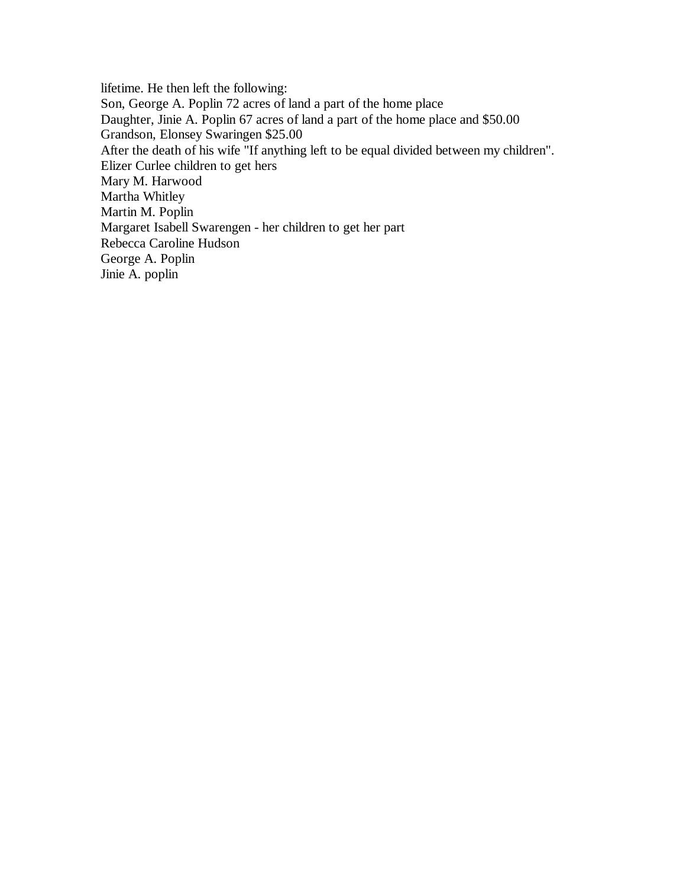lifetime. He then left the following:
Son, George A. Poplin 72 acres of land a part of the home place
Daughter, Jinie A. Poplin 67 acres of land a part of the home place and $50.00
Grandson, Elonsey Swaringen $25.00
After the death of his wife "If anything left to be equal divided between my children".
Elizer Curlee children to get hers
Mary M. Harwood
Martha Whitley
Martin M. Poplin
Margaret Isabell Swarengen - her children to get her part
Rebecca Caroline Hudson
George A. Poplin
Jinie A. poplin